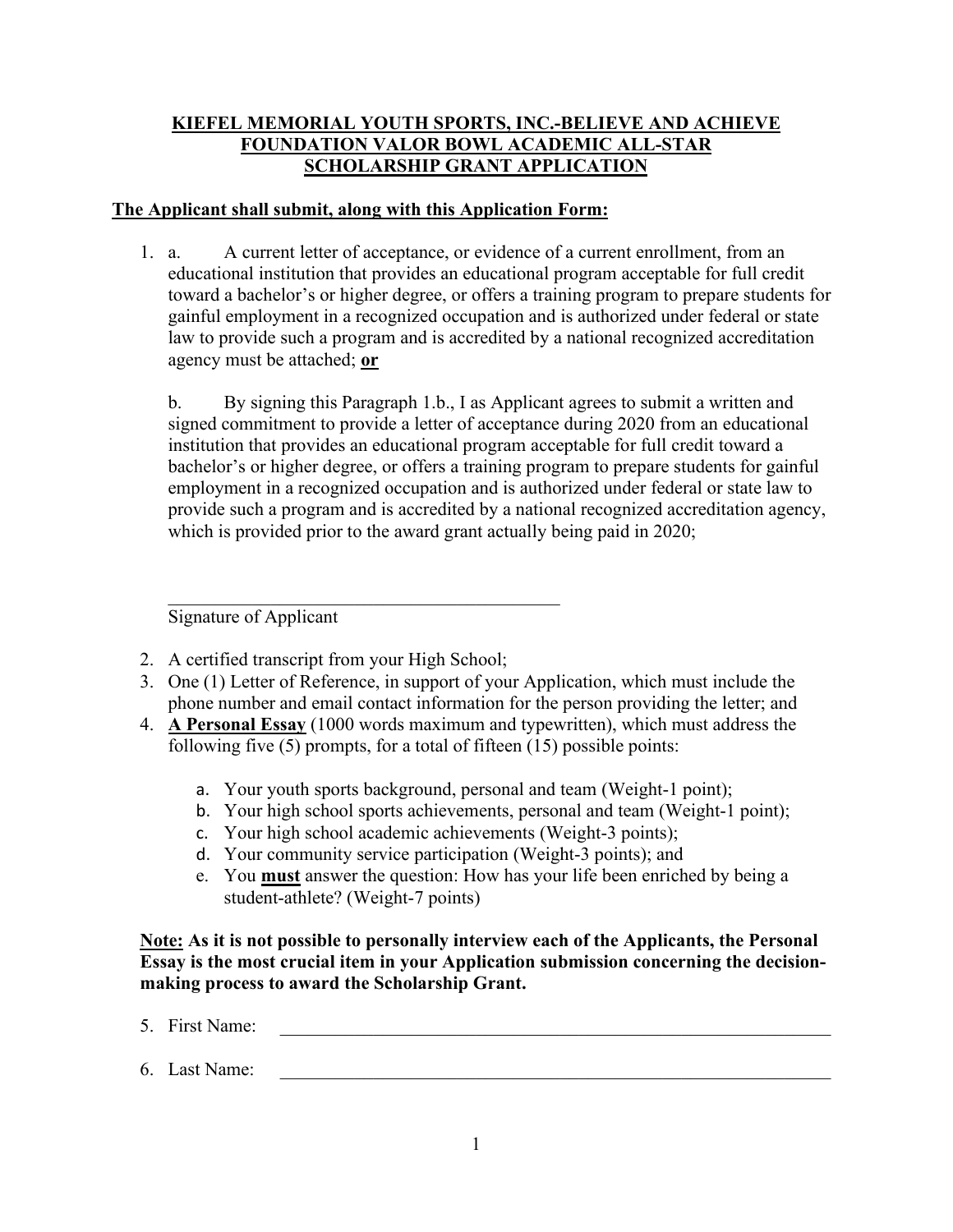# KIEFEL MEMORIAL YOUTH SPORTS, INC.-BELIEVE AND ACHIEVE FOUNDATION VALOR BOWL ACADEMIC ALL-STAR SCHOLARSHIP GRANT APPLICATION

**The Applicant shall submit, along with this Application Form:**

1. a. A current letter of acceptance, or evidence of a current enrollment, from an educational institution that provides an educational program acceptable for full credit toward a bachelor's or higher degree, or offers a training program to prepare students for gainful employment in a recognized occupation and is authorized under federal or state law to provide such a program and is accredited by a national recognized accreditation agency must be attached; **or**

   b. By signing this Paragraph 1.b., I as Applicant agrees to submit a written and signed commitment to provide a letter of acceptance during 2020 from an educational institution that provides an educational program acceptable for full credit toward a bachelor's or higher degree, or offers a training program to prepare students for gainful employment in a recognized occupation and is authorized under federal or state law to provide such a program and is accredited by a national recognized accreditation agency, which is provided prior to the award grant actually being paid in 2020;

   \_\_\_\_\_\_\_\_\_\_\_\_\_\_\_\_\_\_\_\_\_\_\_\_\_\_\_\_\_\_\_\_\_\_\_\_\_\_\_\_\_\_
   Signature of Applicant

2. A certified transcript from your High School;
3. One (1) Letter of Reference, in support of your Application, which must include the phone number and email contact information for the person providing the letter; and
4. **A Personal Essay** (1000 words maximum and typewritten), which must address the following five (5) prompts, for a total of fifteen (15) possible points:
   a. Your youth sports background, personal and team (Weight-1 point);
   b. Your high school sports achievements, personal and team (Weight-1 point);
   c. Your high school academic achievements (Weight-3 points);
   d. Your community service participation (Weight-3 points); and
   e. You **must** answer the question: How has your life been enriched by being a student-athlete? (Weight-7 points)

**Note: As it is not possible to personally interview each of the Applicants, the Personal Essay is the most crucial item in your Application submission concerning the decision-making process to award the Scholarship Grant.**

5. First Name: \_\_\_\_\_\_\_\_\_\_\_\_\_\_\_\_\_\_\_\_\_\_\_\_\_\_\_\_\_\_\_\_\_\_\_\_\_\_\_\_\_\_\_\_\_\_\_\_\_\_\_\_\_\_

6. Last Name: \_\_\_\_\_\_\_\_\_\_\_\_\_\_\_\_\_\_\_\_\_\_\_\_\_\_\_\_\_\_\_\_\_\_\_\_\_\_\_\_\_\_\_\_\_\_\_\_\_\_\_\_\_\_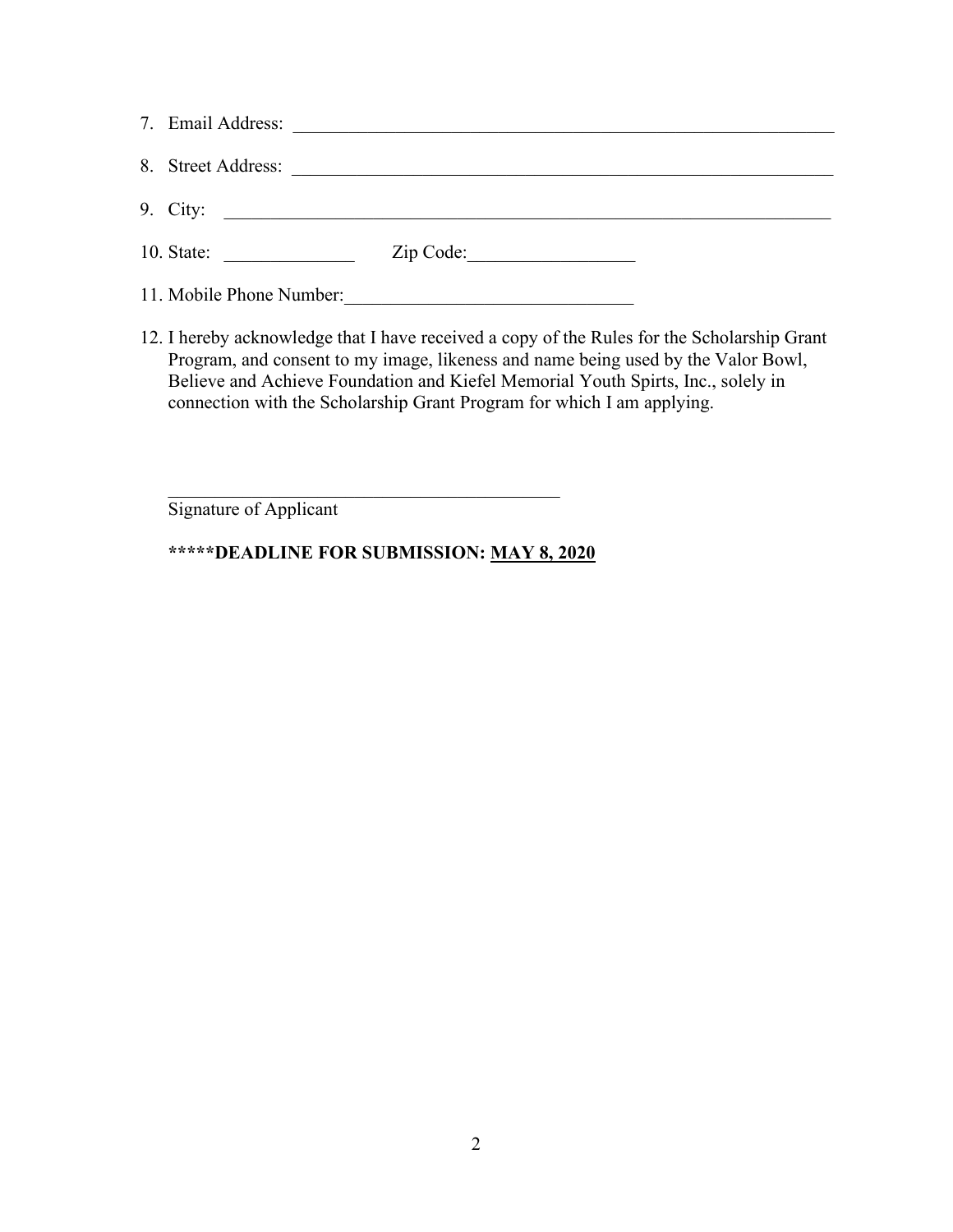7. Email Address: ____________________________________________________________

8. Street Address: ____________________________________________________________

9. City: ____________________________________________________________________

10. State: ______________ Zip Code:__________________

11. Mobile Phone Number:_______________________________

12. I hereby acknowledge that I have received a copy of the Rules for the Scholarship Grant Program, and consent to my image, likeness and name being used by the Valor Bowl, Believe and Achieve Foundation and Kiefel Memorial Youth Spirts, Inc., solely in connection with the Scholarship Grant Program for which I am applying.

____________________________________________

Signature of Applicant

**\*\*\*\*\*DEADLINE FOR SUBMISSION: <u>MAY 8, 2020</u>**